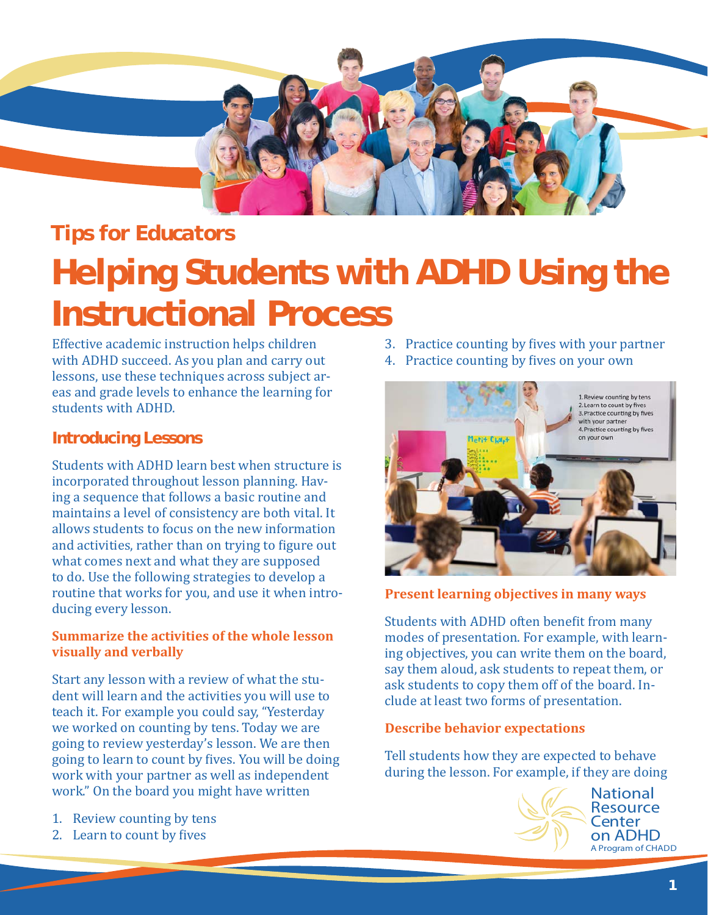Tips for Educators

# Helping Students with ADHD Using the Instructional Process

Effective academic instruction helps children with ADHD succeed. As you plan and carry out lessons, use these techniques across subject areas and grade levels to enhance the learning for students with ADHD.

## Introducing Lessons

Students with ADHD learn best when structure is incorporated throughout lesson planning. Having a sequence that follows a basic routine and maintains a level of consistency are both vital. It allows students to focus on the new information and activities, rather than on trying to figure out what comes next and what they are supposed to do. Use the following strategies to develop a routine that works for you, and use it when introducing every lesson.

### Summarize the activities of the whole lesson visually and verbally

Start any lesson with a review of what the student will learn and the activities you will use to teach it. For example you could say, "Yesterday we worked on counting by tens. Today we are going to review yesterday's lesson. We are then going to learn to count by fives. You will be doing work with your partner as well as independent work." On the board you might have written

1. Review counting by tens
2. Learn to count by fives
3. Practice counting by fives with your partner
4. Practice counting by fives on your own

### Present learning objectives in many ways

Students with ADHD often benefit from many modes of presentation. For example, with learning objectives, you can write them on the board, say them aloud, ask students to repeat them, or ask students to copy them off of the board. Include at least two forms of presentation.

### Describe behavior expectations

Tell students how they are expected to behave during the lesson. For example, if they are doing

National Resource Center on ADHD
A Program of CHADD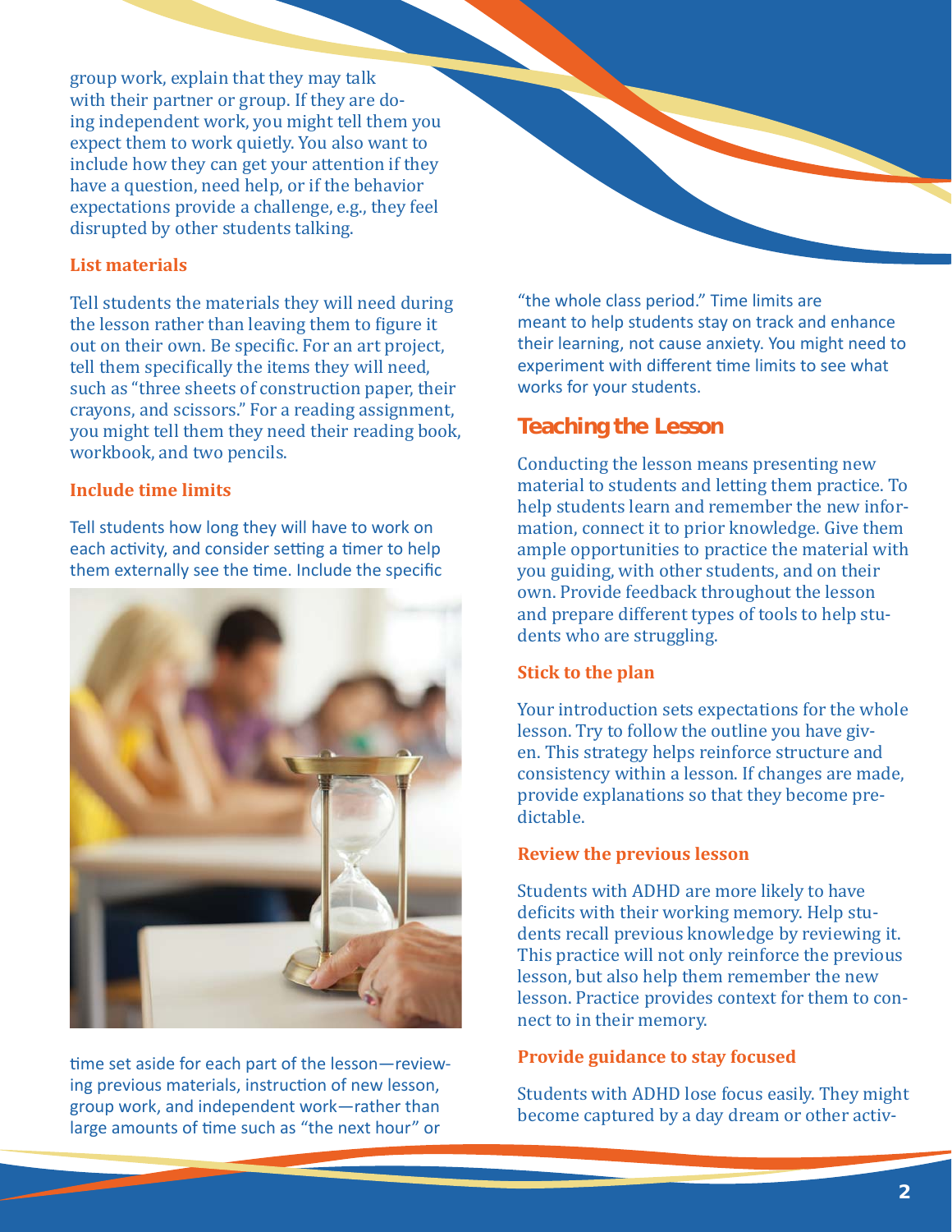group work, explain that they may talk with their partner or group. If they are doing independent work, you might tell them you expect them to work quietly. You also want to include how they can get your attention if they have a question, need help, or if the behavior expectations provide a challenge, e.g., they feel disrupted by other students talking.

### List materials

Tell students the materials they will need during the lesson rather than leaving them to figure it out on their own. Be specific. For an art project, tell them specifically the items they will need, such as "three sheets of construction paper, their crayons, and scissors." For a reading assignment, you might tell them they need their reading book, workbook, and two pencils.

### Include time limits

Tell students how long they will have to work on each activity, and consider setting a timer to help them externally see the time. Include the specific time set aside for each part of the lesson—reviewing previous materials, instruction of new lesson, group work, and independent work—rather than large amounts of time such as "the next hour" or "the whole class period." Time limits are meant to help students stay on track and enhance their learning, not cause anxiety. You might need to experiment with different time limits to see what works for your students.

## Teaching the Lesson

Conducting the lesson means presenting new material to students and letting them practice. To help students learn and remember the new information, connect it to prior knowledge. Give them ample opportunities to practice the material with you guiding, with other students, and on their own. Provide feedback throughout the lesson and prepare different types of tools to help students who are struggling.

### Stick to the plan

Your introduction sets expectations for the whole lesson. Try to follow the outline you have given. This strategy helps reinforce structure and consistency within a lesson. If changes are made, provide explanations so that they become predictable.

### Review the previous lesson

Students with ADHD are more likely to have deficits with their working memory. Help students recall previous knowledge by reviewing it. This practice will not only reinforce the previous lesson, but also help them remember the new lesson. Practice provides context for them to connect to in their memory.

### Provide guidance to stay focused

Students with ADHD lose focus easily. They might become captured by a day dream or other activ-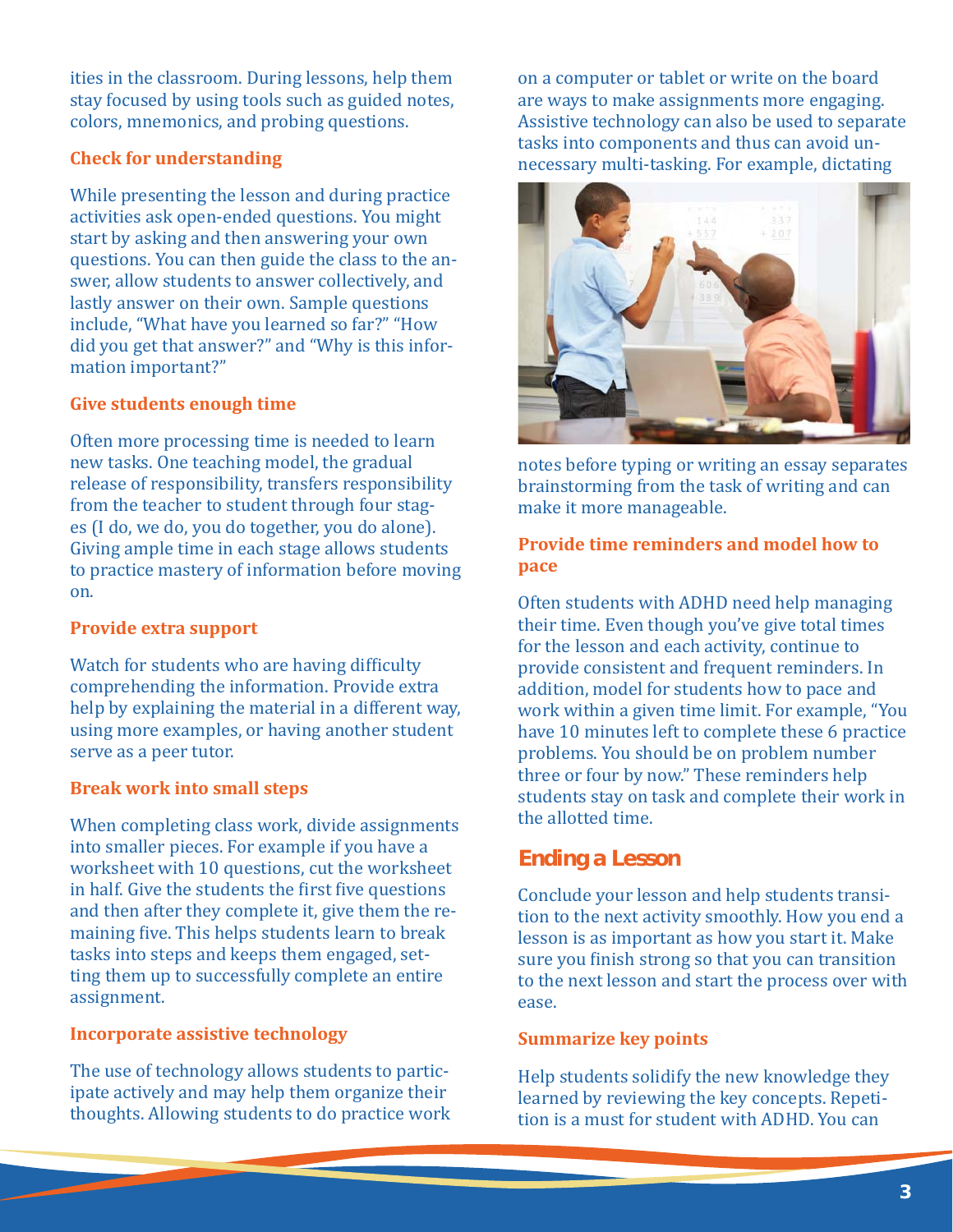ities in the classroom. During lessons, help them stay focused by using tools such as guided notes, colors, mnemonics, and probing questions.

### Check for understanding

While presenting the lesson and during practice activities ask open-ended questions. You might start by asking and then answering your own questions. You can then guide the class to the answer, allow students to answer collectively, and lastly answer on their own. Sample questions include, "What have you learned so far?" "How did you get that answer?" and "Why is this information important?"

### Give students enough time

Often more processing time is needed to learn new tasks. One teaching model, the gradual release of responsibility, transfers responsibility from the teacher to student through four stages (I do, we do, you do together, you do alone). Giving ample time in each stage allows students to practice mastery of information before moving on.

### Provide extra support

Watch for students who are having difficulty comprehending the information. Provide extra help by explaining the material in a different way, using more examples, or having another student serve as a peer tutor.

### Break work into small steps

When completing class work, divide assignments into smaller pieces. For example if you have a worksheet with 10 questions, cut the worksheet in half. Give the students the first five questions and then after they complete it, give them the remaining five. This helps students learn to break tasks into steps and keeps them engaged, setting them up to successfully complete an entire assignment.

### Incorporate assistive technology

The use of technology allows students to participate actively and may help them organize their thoughts. Allowing students to do practice work on a computer or tablet or write on the board are ways to make assignments more engaging. Assistive technology can also be used to separate tasks into components and thus can avoid unnecessary multi-tasking. For example, dictating notes before typing or writing an essay separates brainstorming from the task of writing and can make it more manageable.

### Provide time reminders and model how to pace

Often students with ADHD need help managing their time. Even though you've give total times for the lesson and each activity, continue to provide consistent and frequent reminders. In addition, model for students how to pace and work within a given time limit. For example, "You have 10 minutes left to complete these 6 practice problems. You should be on problem number three or four by now." These reminders help students stay on task and complete their work in the allotted time.

## Ending a Lesson

Conclude your lesson and help students transition to the next activity smoothly. How you end a lesson is as important as how you start it. Make sure you finish strong so that you can transition to the next lesson and start the process over with ease.

### Summarize key points

Help students solidify the new knowledge they learned by reviewing the key concepts. Repetition is a must for student with ADHD. You can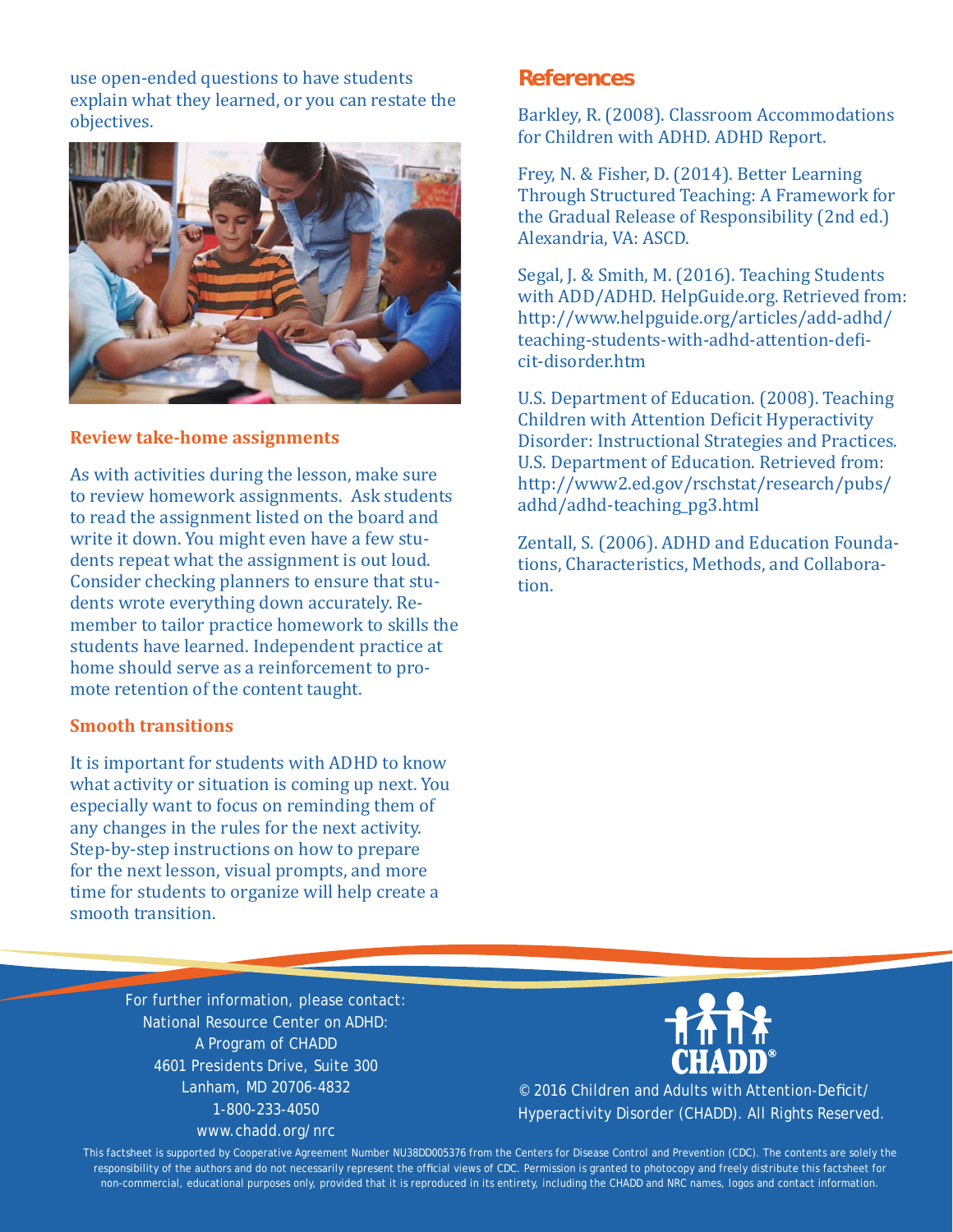use open-ended questions to have students explain what they learned, or you can restate the objectives.

**Review take-home assignments**

As with activities during the lesson, make sure to review homework assignments. Ask students to read the assignment listed on the board and write it down. You might even have a few students repeat what the assignment is out loud. Consider checking planners to ensure that students wrote everything down accurately. Remember to tailor practice homework to skills the students have learned. Independent practice at home should serve as a reinforcement to promote retention of the content taught.

**Smooth transitions**

It is important for students with ADHD to know what activity or situation is coming up next. You especially want to focus on reminding them of any changes in the rules for the next activity. Step-by-step instructions on how to prepare for the next lesson, visual prompts, and more time for students to organize will help create a smooth transition.

## References

Barkley, R. (2008). Classroom Accommodations for Children with ADHD. ADHD Report.

Frey, N. & Fisher, D. (2014). Better Learning Through Structured Teaching: A Framework for the Gradual Release of Responsibility (2nd ed.) Alexandria, VA: ASCD.

Segal, J. & Smith, M. (2016). Teaching Students with ADD/ADHD. HelpGuide.org. Retrieved from: http://www.helpguide.org/articles/add-adhd/teaching-students-with-adhd-attention-deficit-disorder.htm

U.S. Department of Education. (2008). Teaching Children with Attention Deficit Hyperactivity Disorder: Instructional Strategies and Practices. U.S. Department of Education. Retrieved from: http://www2.ed.gov/rschstat/research/pubs/adhd/adhd-teaching_pg3.html

Zentall, S. (2006). ADHD and Education Foundations, Characteristics, Methods, and Collaboration.

For further information, please contact:
National Resource Center on ADHD:
A Program of CHADD
4601 Presidents Drive, Suite 300
Lanham, MD 20706-4832
1-800-233-4050
www.chadd.org/nrc

CHADD®

© 2016 Children and Adults with Attention-Deficit/Hyperactivity Disorder (CHADD). All Rights Reserved.

This factsheet is supported by Cooperative Agreement Number NU38DD005376 from the Centers for Disease Control and Prevention (CDC). The contents are solely the responsibility of the authors and do not necessarily represent the official views of CDC. Permission is granted to photocopy and freely distribute this factsheet for non-commercial, educational purposes only, provided that it is reproduced in its entirety, including the CHADD and NRC names, logos and contact information.